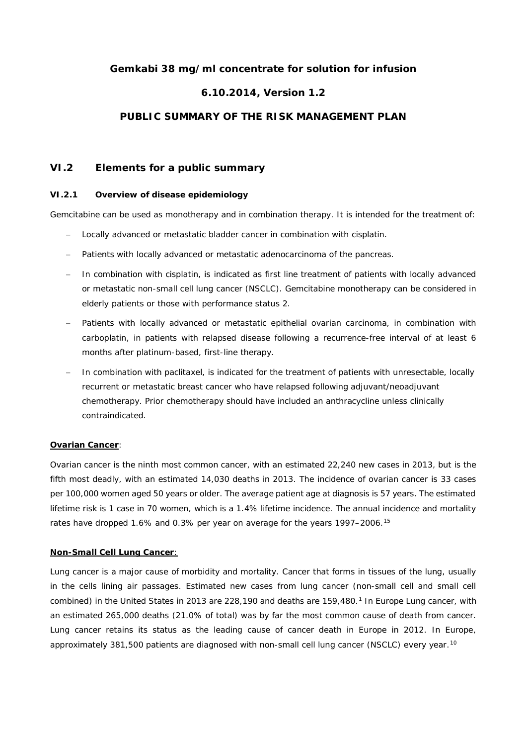# Gemkabi 38 mg/ml concentrate for solution for infusion

## 6.10.2014, Version 1.2

## PUBLIC SUMMARY OF THE RISK MANAGEMENT PLAN

## VI.2 Elements for a public summary

### VI.2.1 Overview of disease epidemiology

Gemcitabine can be used as monotherapy and in combination therapy. It is intended for the treatment of:

- Locally advanced or metastatic bladder cancer in combination with cisplatin.
- Patients with locally advanced or metastatic adenocarcinoma of the pancreas.
- In combination with cisplatin, is indicated as first line treatment of patients with locally advanced or metastatic non-small cell lung cancer (NSCLC). Gemcitabine monotherapy can be considered in elderly patients or those with performance status 2.
- Patients with locally advanced or metastatic epithelial ovarian carcinoma, in combination with carboplatin, in patients with relapsed disease following a recurrence-free interval of at least 6 months after platinum-based, first-line therapy.
- In combination with paclitaxel, is indicated for the treatment of patients with unresectable, locally recurrent or metastatic breast cancer who have relapsed following adjuvant/neoadjuvant chemotherapy. Prior chemotherapy should have included an anthracycline unless clinically contraindicated.

**Ovarian Cancer**:

Ovarian cancer is the ninth most common cancer, with an estimated 22,240 new cases in 2013, but is the fifth most deadly, with an estimated 14,030 deaths in 2013. The incidence of ovarian cancer is 33 cases per 100,000 women aged 50 years or older. The average patient age at diagnosis is 57 years. The estimated lifetime risk is 1 case in 70 women, which is a 1.4% lifetime incidence. The annual incidence and mortality rates have dropped 1.6% and 0.3% per year on average for the years 1997–2006.[15]

**Non-Small Cell Lung Cancer**:

Lung cancer is a major cause of morbidity and mortality. Cancer that forms in tissues of the lung, usually in the cells lining air passages. Estimated new cases from lung cancer (non-small cell and small cell combined) in the United States in 2013 are 228,190 and deaths are 159,480.[1] In Europe Lung cancer, with an estimated 265,000 deaths (21.0% of total) was by far the most common cause of death from cancer. Lung cancer retains its status as the leading cause of cancer death in Europe in 2012. In Europe, approximately 381,500 patients are diagnosed with non-small cell lung cancer (NSCLC) every year.[10]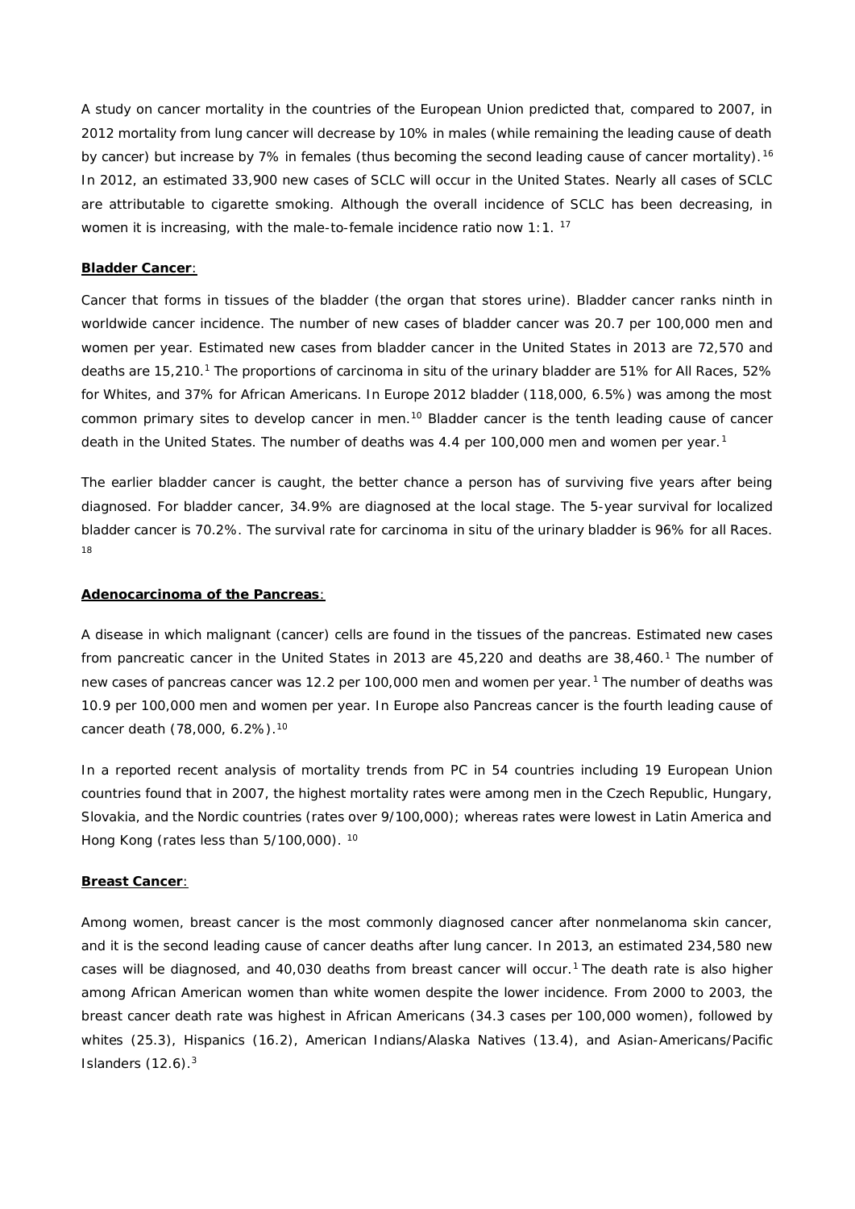A study on cancer mortality in the countries of the European Union predicted that, compared to 2007, in 2012 mortality from lung cancer will decrease by 10% in males (while remaining the leading cause of death by cancer) but increase by 7% in females (thus becoming the second leading cause of cancer mortality).[16] In 2012, an estimated 33,900 new cases of SCLC will occur in the United States. Nearly all cases of SCLC are attributable to cigarette smoking. Although the overall incidence of SCLC has been decreasing, in women it is increasing, with the male-to-female incidence ratio now 1:1. [17]

**Bladder Cancer**:

Cancer that forms in tissues of the bladder (the organ that stores urine). Bladder cancer ranks ninth in worldwide cancer incidence. The number of new cases of bladder cancer was 20.7 per 100,000 men and women per year. Estimated new cases from bladder cancer in the United States in 2013 are 72,570 and deaths are 15,210.[1] The proportions of carcinoma in situ of the urinary bladder are 51% for All Races, 52% for Whites, and 37% for African Americans. In Europe 2012 bladder (118,000, 6.5%) was among the most common primary sites to develop cancer in men.[10] Bladder cancer is the tenth leading cause of cancer death in the United States. The number of deaths was 4.4 per 100,000 men and women per year.[1]

The earlier bladder cancer is caught, the better chance a person has of surviving five years after being diagnosed. For bladder cancer, 34.9% are diagnosed at the local stage. The 5-year survival for localized bladder cancer is 70.2%. The survival rate for carcinoma in situ of the urinary bladder is 96% for all Races. [18]

**Adenocarcinoma of the Pancreas**:

A disease in which malignant (cancer) cells are found in the tissues of the pancreas. Estimated new cases from pancreatic cancer in the United States in 2013 are 45,220 and deaths are 38,460.[1] The number of new cases of pancreas cancer was 12.2 per 100,000 men and women per year.[1] The number of deaths was 10.9 per 100,000 men and women per year. In Europe also Pancreas cancer is the fourth leading cause of cancer death (78,000, 6.2%).[10]

In a reported recent analysis of mortality trends from PC in 54 countries including 19 European Union countries found that in 2007, the highest mortality rates were among men in the Czech Republic, Hungary, Slovakia, and the Nordic countries (rates over 9/100,000); whereas rates were lowest in Latin America and Hong Kong (rates less than 5/100,000). [10]

**Breast Cancer**:

Among women, breast cancer is the most commonly diagnosed cancer after nonmelanoma skin cancer, and it is the second leading cause of cancer deaths after lung cancer. In 2013, an estimated 234,580 new cases will be diagnosed, and 40,030 deaths from breast cancer will occur.[1] The death rate is also higher among African American women than white women despite the lower incidence. From 2000 to 2003, the breast cancer death rate was highest in African Americans (34.3 cases per 100,000 women), followed by whites (25.3), Hispanics (16.2), American Indians/Alaska Natives (13.4), and Asian-Americans/Pacific Islanders (12.6).[3]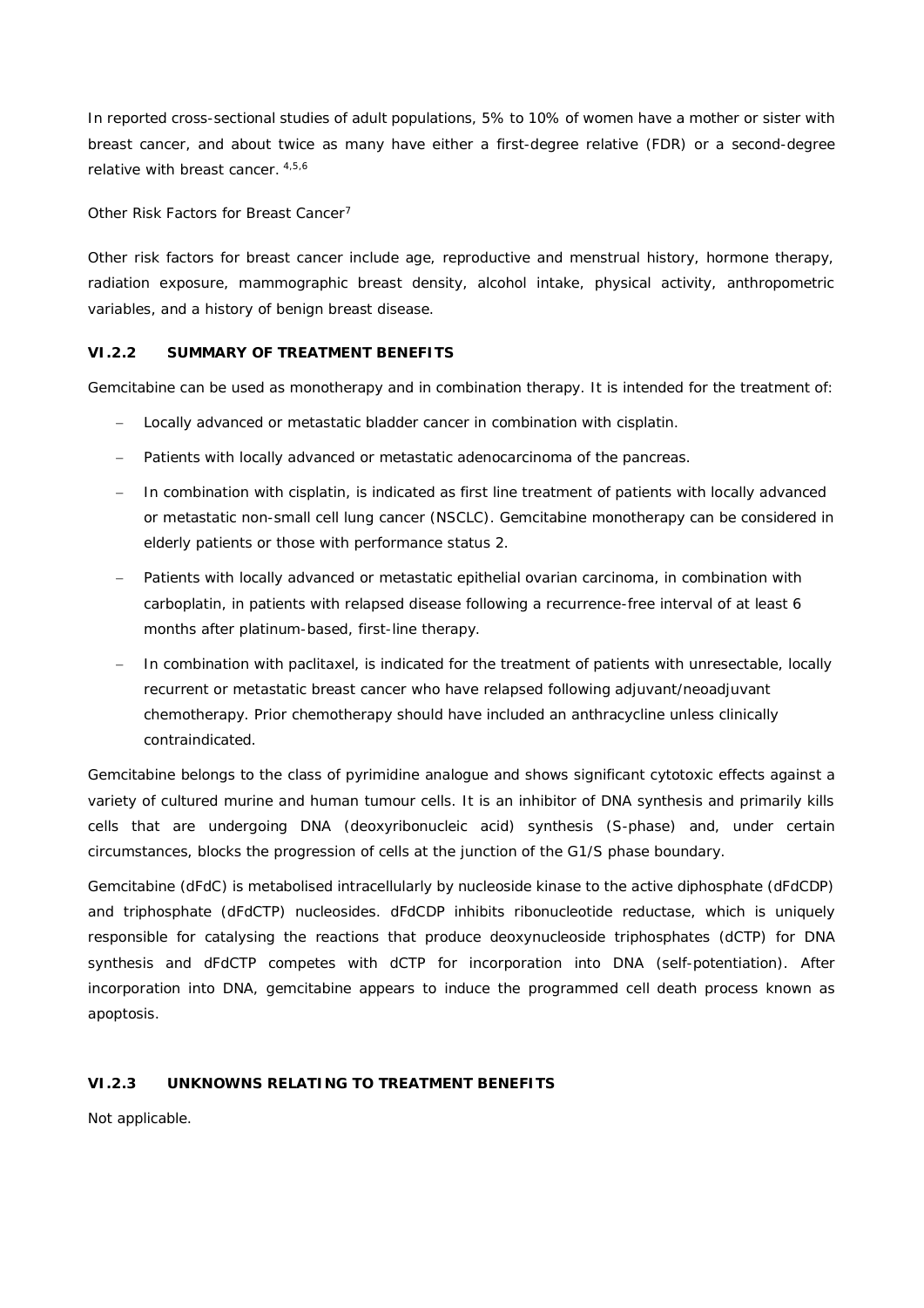In reported cross-sectional studies of adult populations, 5% to 10% of women have a mother or sister with breast cancer, and about twice as many have either a first-degree relative (FDR) or a second-degree relative with breast cancer. [4,5,6]

Other Risk Factors for Breast Cancer[7]

Other risk factors for breast cancer include age, reproductive and menstrual history, hormone therapy, radiation exposure, mammographic breast density, alcohol intake, physical activity, anthropometric variables, and a history of benign breast disease.

### VI.2.2 SUMMARY OF TREATMENT BENEFITS

Gemcitabine can be used as monotherapy and in combination therapy. It is intended for the treatment of:

- Locally advanced or metastatic bladder cancer in combination with cisplatin.
- Patients with locally advanced or metastatic adenocarcinoma of the pancreas.
- In combination with cisplatin, is indicated as first line treatment of patients with locally advanced or metastatic non-small cell lung cancer (NSCLC). Gemcitabine monotherapy can be considered in elderly patients or those with performance status 2.
- Patients with locally advanced or metastatic epithelial ovarian carcinoma, in combination with carboplatin, in patients with relapsed disease following a recurrence-free interval of at least 6 months after platinum-based, first-line therapy.
- In combination with paclitaxel, is indicated for the treatment of patients with unresectable, locally recurrent or metastatic breast cancer who have relapsed following adjuvant/neoadjuvant chemotherapy. Prior chemotherapy should have included an anthracycline unless clinically contraindicated.

Gemcitabine belongs to the class of pyrimidine analogue and shows significant cytotoxic effects against a variety of cultured murine and human tumour cells. It is an inhibitor of DNA synthesis and primarily kills cells that are undergoing DNA (deoxyribonucleic acid) synthesis (S-phase) and, under certain circumstances, blocks the progression of cells at the junction of the G1/S phase boundary.

Gemcitabine (dFdC) is metabolised intracellularly by nucleoside kinase to the active diphosphate (dFdCDP) and triphosphate (dFdCTP) nucleosides. dFdCDP inhibits ribonucleotide reductase, which is uniquely responsible for catalysing the reactions that produce deoxynucleoside triphosphates (dCTP) for DNA synthesis and dFdCTP competes with dCTP for incorporation into DNA (self-potentiation). After incorporation into DNA, gemcitabine appears to induce the programmed cell death process known as apoptosis.

### VI.2.3 UNKNOWNS RELATING TO TREATMENT BENEFITS

Not applicable.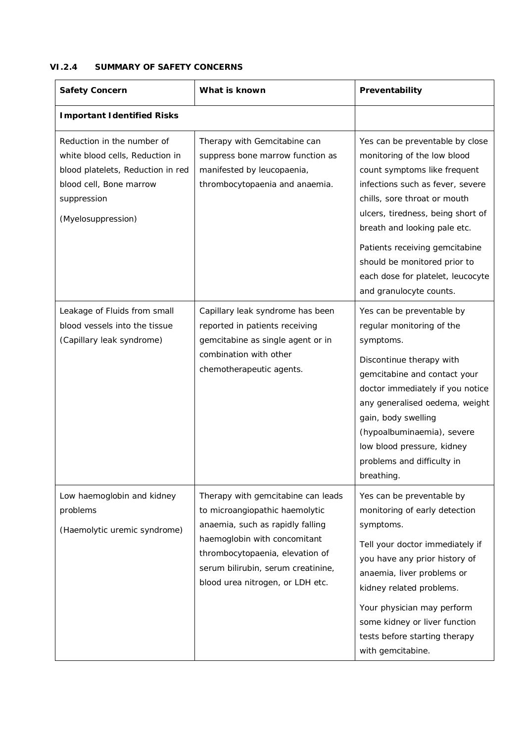### VI.2.4 SUMMARY OF SAFETY CONCERNS

| Safety Concern | What is known | Preventability |
|---|---|---|
| **Important Identified Risks** | | |
| Reduction in the number of white blood cells, Reduction in blood platelets, Reduction in red blood cell, Bone marrow suppression<br><br>(Myelosuppression) | Therapy with Gemcitabine can suppress bone marrow function as manifested by leucopaenia, thrombocytopaenia and anaemia. | Yes can be preventable by close monitoring of the low blood count symptoms like frequent infections such as fever, severe chills, sore throat or mouth ulcers, tiredness, being short of breath and looking pale etc.<br><br>Patients receiving gemcitabine should be monitored prior to each dose for platelet, leucocyte and granulocyte counts. |
| Leakage of Fluids from small blood vessels into the tissue (Capillary leak syndrome) | Capillary leak syndrome has been reported in patients receiving gemcitabine as single agent or in combination with other chemotherapeutic agents. | Yes can be preventable by regular monitoring of the symptoms.<br><br>Discontinue therapy with gemcitabine and contact your doctor immediately if you notice any generalised oedema, weight gain, body swelling (hypoalbuminaemia), severe low blood pressure, kidney problems and difficulty in breathing. |
| Low haemoglobin and kidney problems<br><br>(Haemolytic uremic syndrome) | Therapy with gemcitabine can leads to microangiopathic haemolytic anaemia, such as rapidly falling haemoglobin with concomitant thrombocytopaenia, elevation of serum bilirubin, serum creatinine, blood urea nitrogen, or LDH etc. | Yes can be preventable by monitoring of early detection symptoms.<br><br>Tell your doctor immediately if you have any prior history of anaemia, liver problems or kidney related problems.<br><br>Your physician may perform some kidney or liver function tests before starting therapy with gemcitabine. |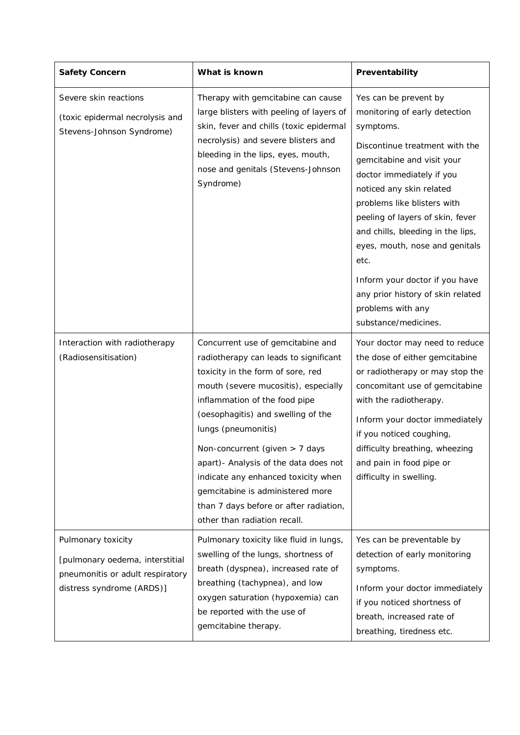| Safety Concern | What is known | Preventability |
|---|---|---|
| Severe skin reactions<br><br>(toxic epidermal necrolysis and Stevens-Johnson Syndrome) | Therapy with gemcitabine can cause large blisters with peeling of layers of skin, fever and chills (toxic epidermal necrolysis) and severe blisters and bleeding in the lips, eyes, mouth, nose and genitals (Stevens-Johnson Syndrome) | Yes can be prevent by monitoring of early detection symptoms.<br><br>Discontinue treatment with the gemcitabine and visit your doctor immediately if you noticed any skin related problems like blisters with peeling of layers of skin, fever and chills, bleeding in the lips, eyes, mouth, nose and genitals etc.<br><br>Inform your doctor if you have any prior history of skin related problems with any substance/medicines. |
| Interaction with radiotherapy (Radiosensitisation) | Concurrent use of gemcitabine and radiotherapy can leads to significant toxicity in the form of sore, red mouth (severe mucositis), especially inflammation of the food pipe (oesophagitis) and swelling of the lungs (pneumonitis)<br><br>Non-concurrent (given > 7 days apart)- Analysis of the data does not indicate any enhanced toxicity when gemcitabine is administered more than 7 days before or after radiation, other than radiation recall. | Your doctor may need to reduce the dose of either gemcitabine or radiotherapy or may stop the concomitant use of gemcitabine with the radiotherapy.<br><br>Inform your doctor immediately if you noticed coughing, difficulty breathing, wheezing and pain in food pipe or difficulty in swelling. |
| Pulmonary toxicity<br><br>[pulmonary oedema, interstitial pneumonitis or adult respiratory distress syndrome (ARDS)] | Pulmonary toxicity like fluid in lungs, swelling of the lungs, shortness of breath (dyspnea), increased rate of breathing (tachypnea), and low oxygen saturation (hypoxemia) can be reported with the use of gemcitabine therapy. | Yes can be preventable by detection of early monitoring symptoms.<br><br>Inform your doctor immediately if you noticed shortness of breath, increased rate of breathing, tiredness etc. |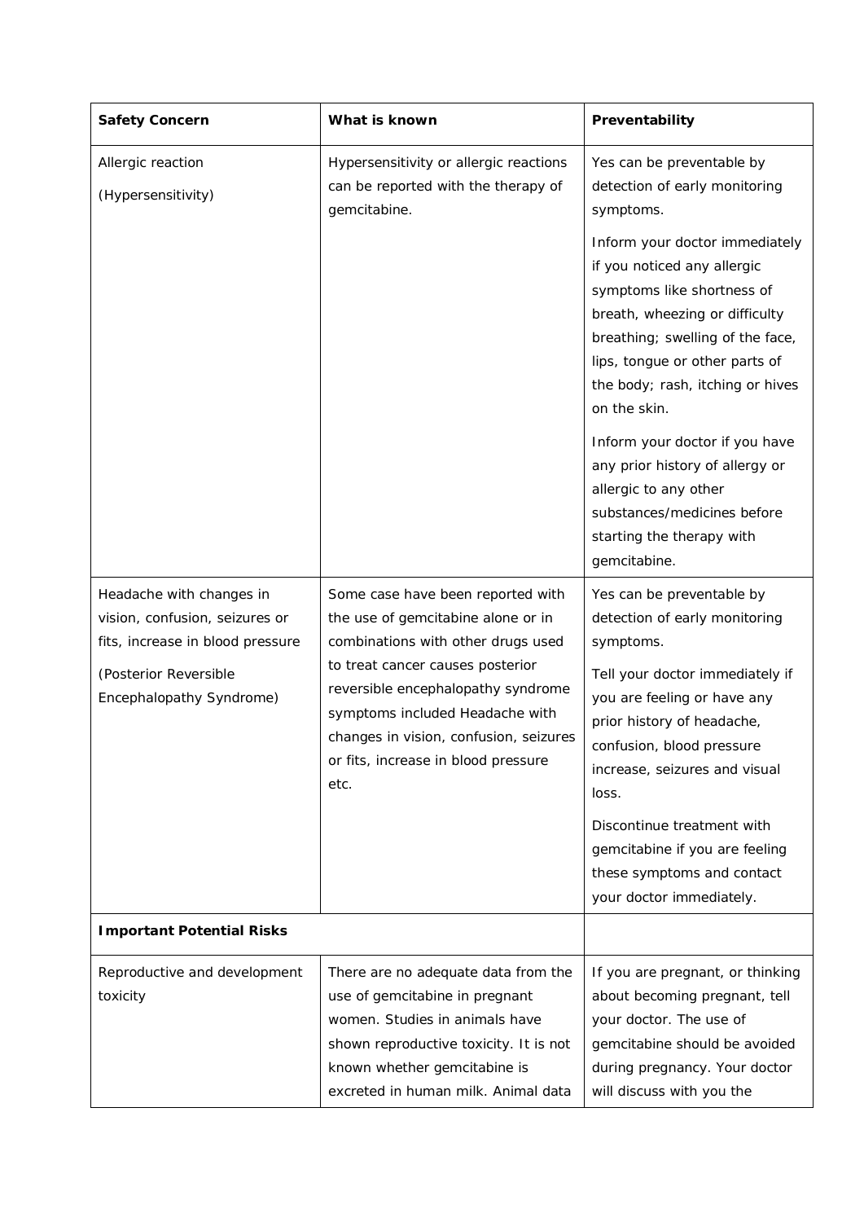| **Safety Concern** | **What is known** | **Preventability** |
| --- | --- | --- |
| Allergic reaction (Hypersensitivity) | Hypersensitivity or allergic reactions can be reported with the therapy of gemcitabine. | Yes can be preventable by detection of early monitoring symptoms. Inform your doctor immediately if you noticed any allergic symptoms like shortness of breath, wheezing or difficulty breathing; swelling of the face, lips, tongue or other parts of the body; rash, itching or hives on the skin. Inform your doctor if you have any prior history of allergy or allergic to any other substances/medicines before starting the therapy with gemcitabine. |
| Headache with changes in vision, confusion, seizures or fits, increase in blood pressure (Posterior Reversible Encephalopathy Syndrome) | Some case have been reported with the use of gemcitabine alone or in combinations with other drugs used to treat cancer causes posterior reversible encephalopathy syndrome symptoms included Headache with changes in vision, confusion, seizures or fits, increase in blood pressure etc. | Yes can be preventable by detection of early monitoring symptoms. Tell your doctor immediately if you are feeling or have any prior history of headache, confusion, blood pressure increase, seizures and visual loss. Discontinue treatment with gemcitabine if you are feeling these symptoms and contact your doctor immediately. |
| **Important Potential Risks** | | |
| Reproductive and development toxicity | There are no adequate data from the use of gemcitabine in pregnant women. Studies in animals have shown reproductive toxicity. It is not known whether gemcitabine is excreted in human milk. Animal data | If you are pregnant, or thinking about becoming pregnant, tell your doctor. The use of gemcitabine should be avoided during pregnancy. Your doctor will discuss with you the |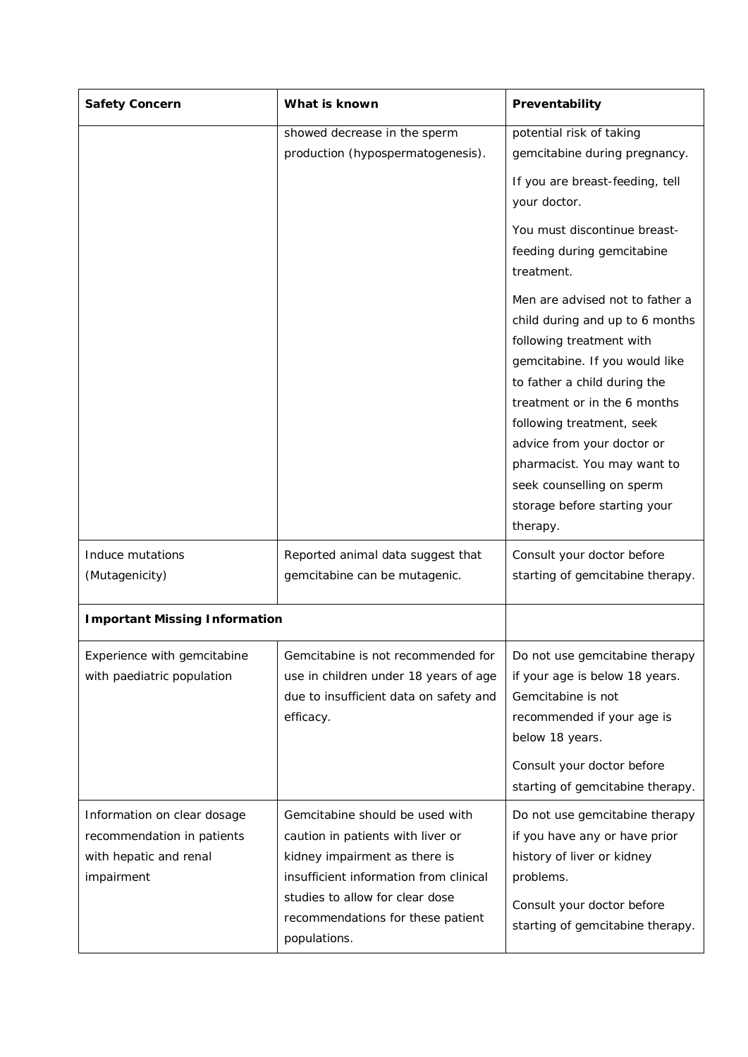| Safety Concern | What is known | Preventability |
|---|---|---|
| | showed decrease in the sperm production (hypospermatogenesis). | potential risk of taking gemcitabine during pregnancy.<br><br>If you are breast-feeding, tell your doctor.<br><br>You must discontinue breast-feeding during gemcitabine treatment.<br><br>Men are advised not to father a child during and up to 6 months following treatment with gemcitabine. If you would like to father a child during the treatment or in the 6 months following treatment, seek advice from your doctor or pharmacist. You may want to seek counselling on sperm storage before starting your therapy. |
| Induce mutations (Mutagenicity) | Reported animal data suggest that gemcitabine can be mutagenic. | Consult your doctor before starting of gemcitabine therapy. |
| **Important Missing Information** | | |
| Experience with gemcitabine with paediatric population | Gemcitabine is not recommended for use in children under 18 years of age due to insufficient data on safety and efficacy. | Do not use gemcitabine therapy if your age is below 18 years. Gemcitabine is not recommended if your age is below 18 years.<br><br>Consult your doctor before starting of gemcitabine therapy. |
| Information on clear dosage recommendation in patients with hepatic and renal impairment | Gemcitabine should be used with caution in patients with liver or kidney impairment as there is insufficient information from clinical studies to allow for clear dose recommendations for these patient populations. | Do not use gemcitabine therapy if you have any or have prior history of liver or kidney problems.<br><br>Consult your doctor before starting of gemcitabine therapy. |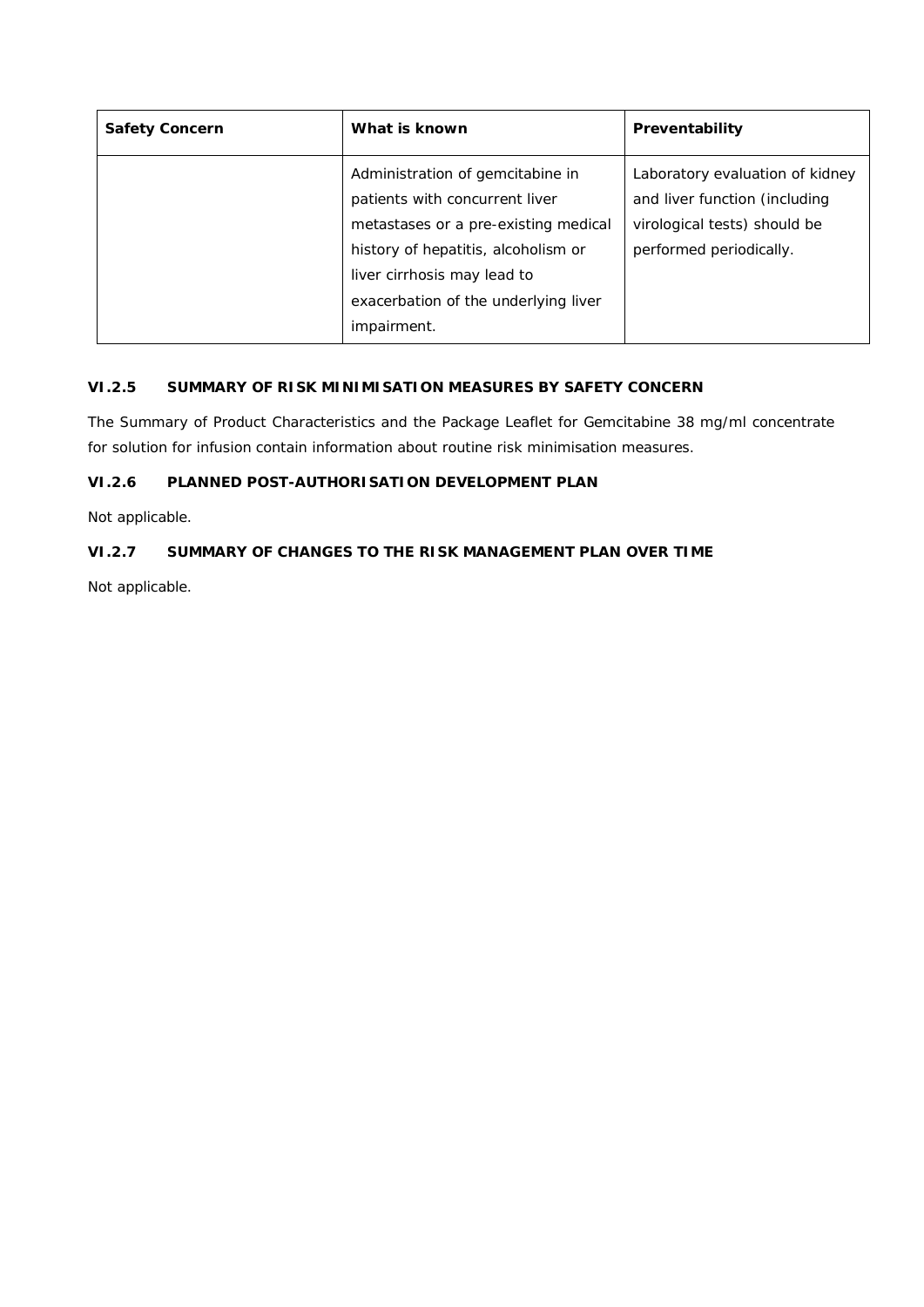| Safety Concern | What is known | Preventability |
|---|---|---|
| | Administration of gemcitabine in patients with concurrent liver metastases or a pre-existing medical history of hepatitis, alcoholism or liver cirrhosis may lead to exacerbation of the underlying liver impairment. | Laboratory evaluation of kidney and liver function (including virological tests) should be performed periodically. |

### VI.2.5 SUMMARY OF RISK MINIMISATION MEASURES BY SAFETY CONCERN

The Summary of Product Characteristics and the Package Leaflet for Gemcitabine 38 mg/ml concentrate for solution for infusion contain information about routine risk minimisation measures.

### VI.2.6 PLANNED POST-AUTHORISATION DEVELOPMENT PLAN

Not applicable.

### VI.2.7 SUMMARY OF CHANGES TO THE RISK MANAGEMENT PLAN OVER TIME

Not applicable.